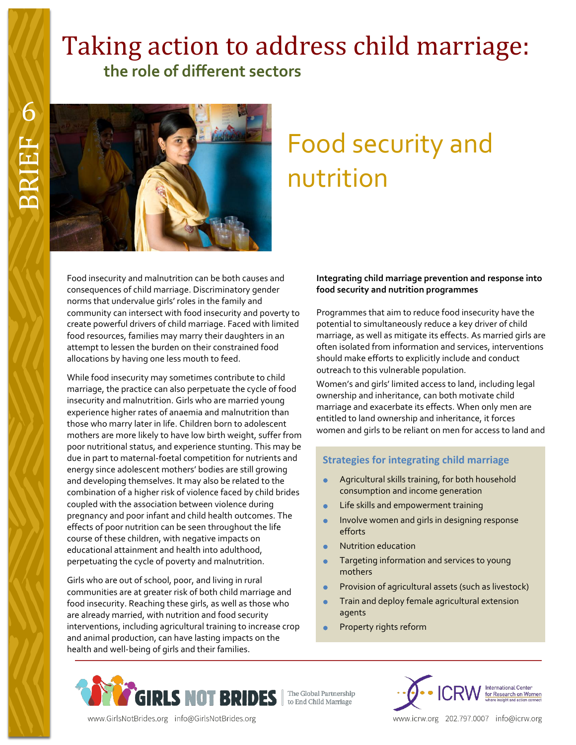BRIEF 6

# Taking action to address child marriage:

## the role of different sectors

# Food security and nutrition

Food insecurity and malnutrition can be both causes and consequences of child marriage. Discriminatory gender norms that undervalue girls' roles in the family and community can intersect with food insecurity and poverty to create powerful drivers of child marriage. Faced with limited food resources, families may marry their daughters in an attempt to lessen the burden on their constrained food allocations by having one less mouth to feed.

While food insecurity may sometimes contribute to child marriage, the practice can also perpetuate the cycle of food insecurity and malnutrition. Girls who are married young experience higher rates of anaemia and malnutrition than those who marry later in life. Children born to adolescent mothers are more likely to have low birth weight, suffer from poor nutritional status, and experience stunting. This may be due in part to maternal-foetal competition for nutrients and energy since adolescent mothers' bodies are still growing and developing themselves. It may also be related to the combination of a higher risk of violence faced by child brides coupled with the association between violence during pregnancy and poor infant and child health outcomes. The effects of poor nutrition can be seen throughout the life course of these children, with negative impacts on educational attainment and health into adulthood, perpetuating the cycle of poverty and malnutrition.

Girls who are out of school, poor, and living in rural communities are at greater risk of both child marriage and food insecurity. Reaching these girls, as well as those who are already married, with nutrition and food security interventions, including agricultural training to increase crop and animal production, can have lasting impacts on the health and well-being of girls and their families.

**Integrating child marriage prevention and response into food security and nutrition programmes**

Programmes that aim to reduce food insecurity have the potential to simultaneously reduce a key driver of child marriage, as well as mitigate its effects. As married girls are often isolated from information and services, interventions should make efforts to explicitly include and conduct outreach to this vulnerable population.

Women's and girls' limited access to land, including legal ownership and inheritance, can both motivate child marriage and exacerbate its effects. When only men are entitled to land ownership and inheritance, it forces women and girls to be reliant on men for access to land and

### Strategies for integrating child marriage

- Agricultural skills training, for both household consumption and income generation
- Life skills and empowerment training
- Involve women and girls in designing response efforts
- Nutrition education
- Targeting information and services to young mothers
- Provision of agricultural assets (such as livestock)
- Train and deploy female agricultural extension agents
- Property rights reform

GIRLS NOT BRIDES — The Global Partnership to End Child Marriage
www.GirlsNotBrides.org info@GirlsNotBrides.org

ICRW — International Center for Research on Women — where insight and action connect
www.icrw.org 202.797.0007 info@icrw.org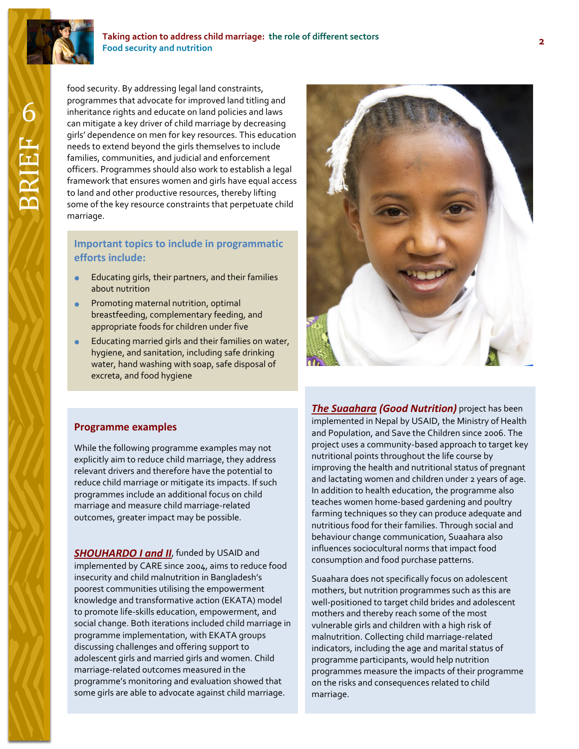food security. By addressing legal land constraints, programmes that advocate for improved land titling and inheritance rights and educate on land policies and laws can mitigate a key driver of child marriage by decreasing girls' dependence on men for key resources. This education needs to extend beyond the girls themselves to include families, communities, and judicial and enforcement officers. Programmes should also work to establish a legal framework that ensures women and girls have equal access to land and other productive resources, thereby lifting some of the key resource constraints that perpetuate child marriage.

### Important topics to include in programmatic efforts include:

- Educating girls, their partners, and their families about nutrition
- Promoting maternal nutrition, optimal breastfeeding, complementary feeding, and appropriate foods for children under five
- Educating married girls and their families on water, hygiene, and sanitation, including safe drinking water, hand washing with soap, safe disposal of excreta, and food hygiene

### Programme examples

While the following programme examples may not explicitly aim to reduce child marriage, they address relevant drivers and therefore have the potential to reduce child marriage or mitigate its impacts. If such programmes include an additional focus on child marriage and measure child marriage-related outcomes, greater impact may be possible.

***SHOUHARDO I and II***, funded by USAID and implemented by CARE since 2004, aims to reduce food insecurity and child malnutrition in Bangladesh's poorest communities utilising the empowerment knowledge and transformative action (EKATA) model to promote life-skills education, empowerment, and social change. Both iterations included child marriage in programme implementation, with EKATA groups discussing challenges and offering support to adolescent girls and married girls and women. Child marriage-related outcomes measured in the programme's monitoring and evaluation showed that some girls are able to advocate against child marriage.

***The Suaahara (Good Nutrition)*** project has been implemented in Nepal by USAID, the Ministry of Health and Population, and Save the Children since 2006. The project uses a community-based approach to target key nutritional points throughout the life course by improving the health and nutritional status of pregnant and lactating women and children under 2 years of age. In addition to health education, the programme also teaches women home-based gardening and poultry farming techniques so they can produce adequate and nutritious food for their families. Through social and behaviour change communication, Suaahara also influences sociocultural norms that impact food consumption and food purchase patterns.

Suaahara does not specifically focus on adolescent mothers, but nutrition programmes such as this are well-positioned to target child brides and adolescent mothers and thereby reach some of the most vulnerable girls and children with a high risk of malnutrition. Collecting child marriage-related indicators, including the age and marital status of programme participants, would help nutrition programmes measure the impacts of their programme on the risks and consequences related to child marriage.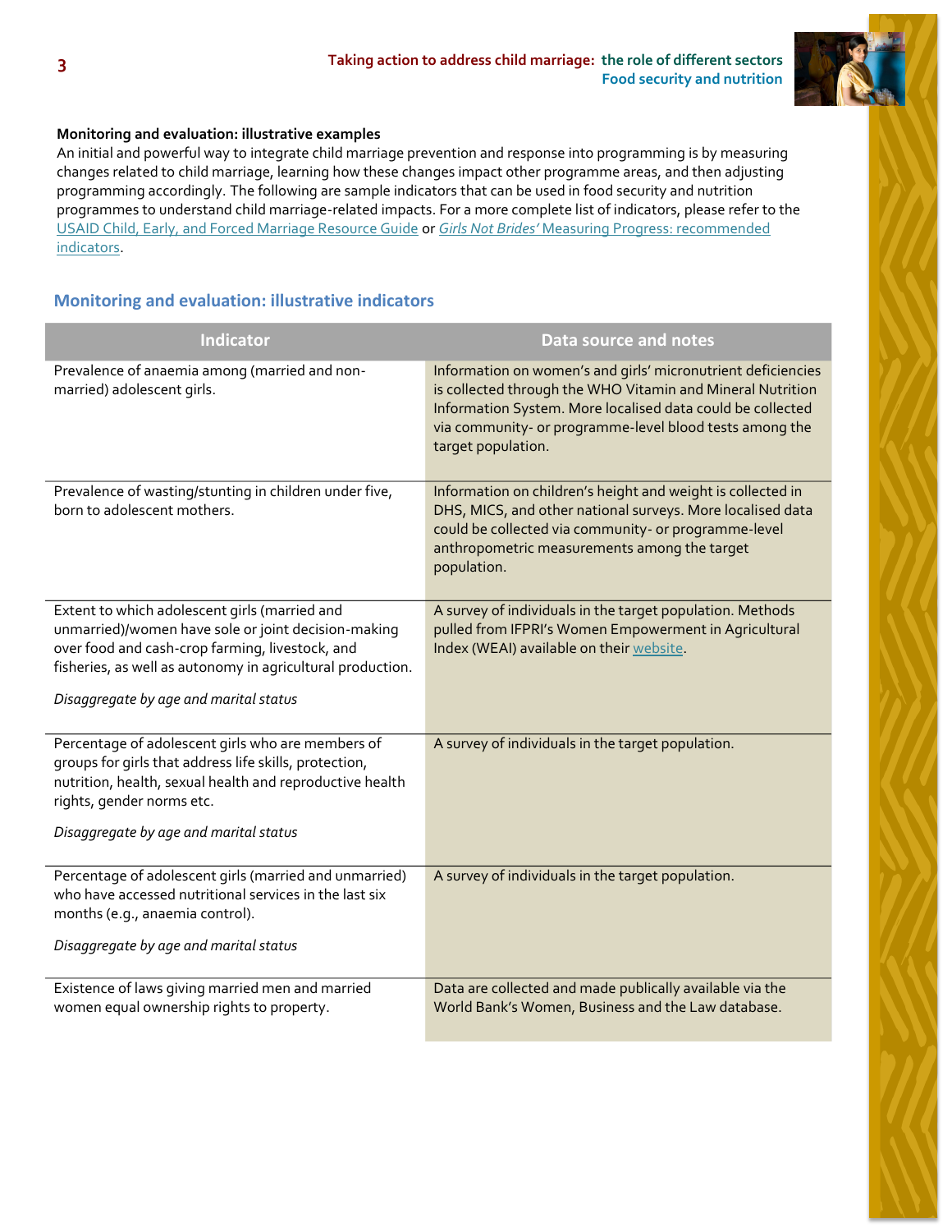**Monitoring and evaluation: illustrative examples**

An initial and powerful way to integrate child marriage prevention and response into programming is by measuring changes related to child marriage, learning how these changes impact other programme areas, and then adjusting programming accordingly. The following are sample indicators that can be used in food security and nutrition programmes to understand child marriage-related impacts. For a more complete list of indicators, please refer to the USAID Child, Early, and Forced Marriage Resource Guide or *Girls Not Brides'* Measuring Progress: recommended indicators.

## Monitoring and evaluation: illustrative indicators

| Indicator | Data source and notes |
|---|---|
| Prevalence of anaemia among (married and non-married) adolescent girls. | Information on women's and girls' micronutrient deficiencies is collected through the WHO Vitamin and Mineral Nutrition Information System. More localised data could be collected via community- or programme-level blood tests among the target population. |
| Prevalence of wasting/stunting in children under five, born to adolescent mothers. | Information on children's height and weight is collected in DHS, MICS, and other national surveys. More localised data could be collected via community- or programme-level anthropometric measurements among the target population. |
| Extent to which adolescent girls (married and unmarried)/women have sole or joint decision-making over food and cash-crop farming, livestock, and fisheries, as well as autonomy in agricultural production.<br><br>*Disaggregate by age and marital status* | A survey of individuals in the target population. Methods pulled from IFPRI's Women Empowerment in Agricultural Index (WEAI) available on their website. |
| Percentage of adolescent girls who are members of groups for girls that address life skills, protection, nutrition, health, sexual health and reproductive health rights, gender norms etc.<br><br>*Disaggregate by age and marital status* | A survey of individuals in the target population. |
| Percentage of adolescent girls (married and unmarried) who have accessed nutritional services in the last six months (e.g., anaemia control).<br><br>*Disaggregate by age and marital status* | A survey of individuals in the target population. |
| Existence of laws giving married men and married women equal ownership rights to property. | Data are collected and made publically available via the World Bank's Women, Business and the Law database. |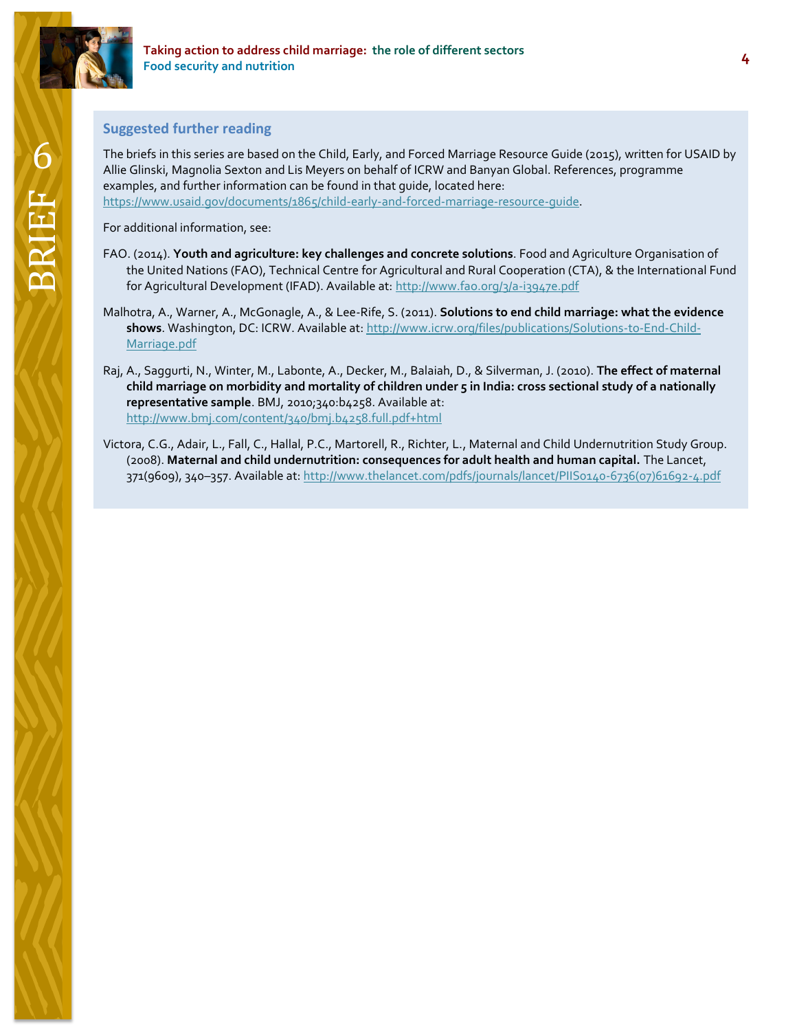## Suggested further reading

The briefs in this series are based on the Child, Early, and Forced Marriage Resource Guide (2015), written for USAID by Allie Glinski, Magnolia Sexton and Lis Meyers on behalf of ICRW and Banyan Global. References, programme examples, and further information can be found in that guide, located here: https://www.usaid.gov/documents/1865/child-early-and-forced-marriage-resource-guide.

For additional information, see:

FAO. (2014). **Youth and agriculture: key challenges and concrete solutions**. Food and Agriculture Organisation of the United Nations (FAO), Technical Centre for Agricultural and Rural Cooperation (CTA), & the International Fund for Agricultural Development (IFAD). Available at: http://www.fao.org/3/a-i3947e.pdf

Malhotra, A., Warner, A., McGonagle, A., & Lee-Rife, S. (2011). **Solutions to end child marriage: what the evidence shows**. Washington, DC: ICRW. Available at: http://www.icrw.org/files/publications/Solutions-to-End-Child-Marriage.pdf

Raj, A., Saggurti, N., Winter, M., Labonte, A., Decker, M., Balaiah, D., & Silverman, J. (2010). **The effect of maternal child marriage on morbidity and mortality of children under 5 in India: cross sectional study of a nationally representative sample**. BMJ, 2010;340:b4258. Available at: http://www.bmj.com/content/340/bmj.b4258.full.pdf+html

Victora, C.G., Adair, L., Fall, C., Hallal, P.C., Martorell, R., Richter, L., Maternal and Child Undernutrition Study Group. (2008). **Maternal and child undernutrition: consequences for adult health and human capital.** The Lancet, 371(9609), 340–357. Available at: http://www.thelancet.com/pdfs/journals/lancet/PIIS0140-6736(07)61692-4.pdf